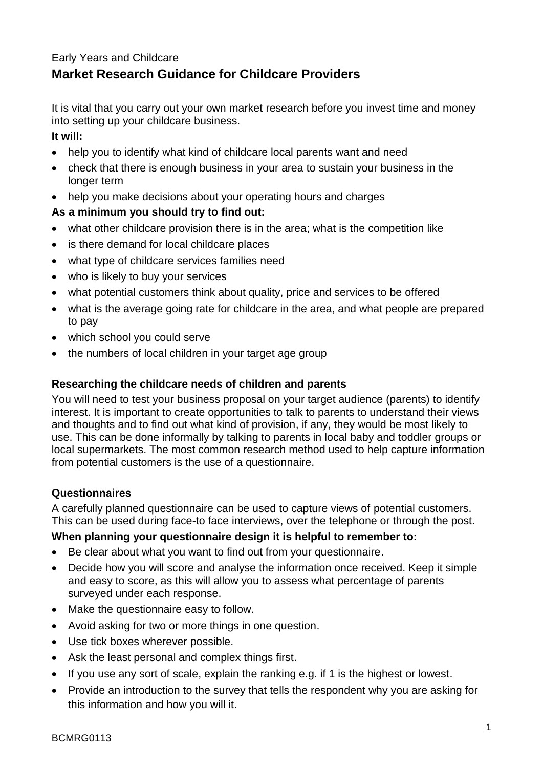Early Years and Childcare

# Market Research Guidance for Childcare Providers

It is vital that you carry out your own market research before you invest time and money into setting up your childcare business.

**It will:**

- help you to identify what kind of childcare local parents want and need
- check that there is enough business in your area to sustain your business in the longer term
- help you make decisions about your operating hours and charges

**As a minimum you should try to find out:**

- what other childcare provision there is in the area; what is the competition like
- is there demand for local childcare places
- what type of childcare services families need
- who is likely to buy your services
- what potential customers think about quality, price and services to be offered
- what is the average going rate for childcare in the area, and what people are prepared to pay
- which school you could serve
- the numbers of local children in your target age group

## Researching the childcare needs of children and parents

You will need to test your business proposal on your target audience (parents) to identify interest. It is important to create opportunities to talk to parents to understand their views and thoughts and to find out what kind of provision, if any, they would be most likely to use. This can be done informally by talking to parents in local baby and toddler groups or local supermarkets. The most common research method used to help capture information from potential customers is the use of a questionnaire.

## Questionnaires

A carefully planned questionnaire can be used to capture views of potential customers. This can be used during face-to face interviews, over the telephone or through the post.

**When planning your questionnaire design it is helpful to remember to:**

- Be clear about what you want to find out from your questionnaire.
- Decide how you will score and analyse the information once received. Keep it simple and easy to score, as this will allow you to assess what percentage of parents surveyed under each response.
- Make the questionnaire easy to follow.
- Avoid asking for two or more things in one question.
- Use tick boxes wherever possible.
- Ask the least personal and complex things first.
- If you use any sort of scale, explain the ranking e.g. if 1 is the highest or lowest.
- Provide an introduction to the survey that tells the respondent why you are asking for this information and how you will it.

BCMRG0113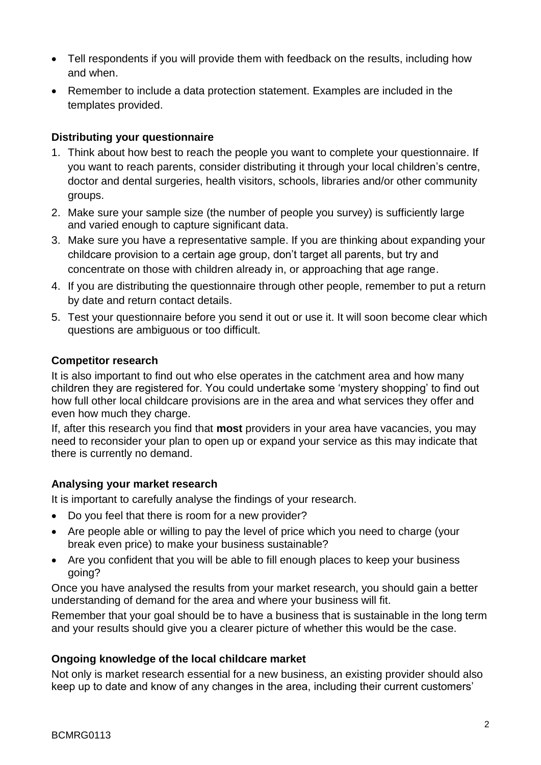- Tell respondents if you will provide them with feedback on the results, including how and when.
- Remember to include a data protection statement. Examples are included in the templates provided.

**Distributing your questionnaire**

1. Think about how best to reach the people you want to complete your questionnaire. If you want to reach parents, consider distributing it through your local children's centre, doctor and dental surgeries, health visitors, schools, libraries and/or other community groups.
2. Make sure your sample size (the number of people you survey) is sufficiently large and varied enough to capture significant data.
3. Make sure you have a representative sample. If you are thinking about expanding your childcare provision to a certain age group, don't target all parents, but try and concentrate on those with children already in, or approaching that age range.
4. If you are distributing the questionnaire through other people, remember to put a return by date and return contact details.
5. Test your questionnaire before you send it out or use it. It will soon become clear which questions are ambiguous or too difficult.

**Competitor research**

It is also important to find out who else operates in the catchment area and how many children they are registered for. You could undertake some 'mystery shopping' to find out how full other local childcare provisions are in the area and what services they offer and even how much they charge.

If, after this research you find that **most** providers in your area have vacancies, you may need to reconsider your plan to open up or expand your service as this may indicate that there is currently no demand.

**Analysing your market research**

It is important to carefully analyse the findings of your research.

- Do you feel that there is room for a new provider?
- Are people able or willing to pay the level of price which you need to charge (your break even price) to make your business sustainable?
- Are you confident that you will be able to fill enough places to keep your business going?

Once you have analysed the results from your market research, you should gain a better understanding of demand for the area and where your business will fit.

Remember that your goal should be to have a business that is sustainable in the long term and your results should give you a clearer picture of whether this would be the case.

**Ongoing knowledge of the local childcare market**

Not only is market research essential for a new business, an existing provider should also keep up to date and know of any changes in the area, including their current customers'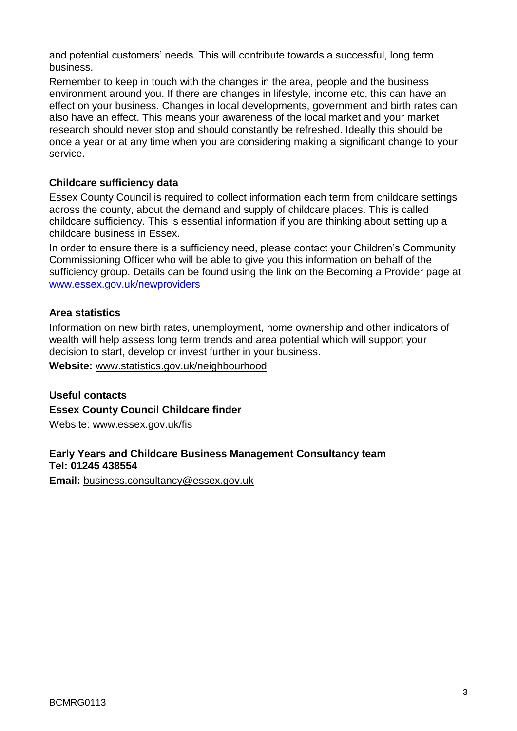and potential customers' needs. This will contribute towards a successful, long term business.

Remember to keep in touch with the changes in the area, people and the business environment around you. If there are changes in lifestyle, income etc, this can have an effect on your business. Changes in local developments, government and birth rates can also have an effect. This means your awareness of the local market and your market research should never stop and should constantly be refreshed. Ideally this should be once a year or at any time when you are considering making a significant change to your service.

### Childcare sufficiency data

Essex County Council is required to collect information each term from childcare settings across the county, about the demand and supply of childcare places. This is called childcare sufficiency. This is essential information if you are thinking about setting up a childcare business in Essex.

In order to ensure there is a sufficiency need, please contact your Children's Community Commissioning Officer who will be able to give you this information on behalf of the sufficiency group. Details can be found using the link on the Becoming a Provider page at www.essex.gov.uk/newproviders

### Area statistics

Information on new birth rates, unemployment, home ownership and other indicators of wealth will help assess long term trends and area potential which will support your decision to start, develop or invest further in your business.

**Website:** www.statistics.gov.uk/neighbourhood

### Useful contacts

**Essex County Council Childcare finder**

Website: www.essex.gov.uk/fis

**Early Years and Childcare Business Management Consultancy team**
**Tel: 01245 438554**

**Email:** business.consultancy@essex.gov.uk

BCMRG0113